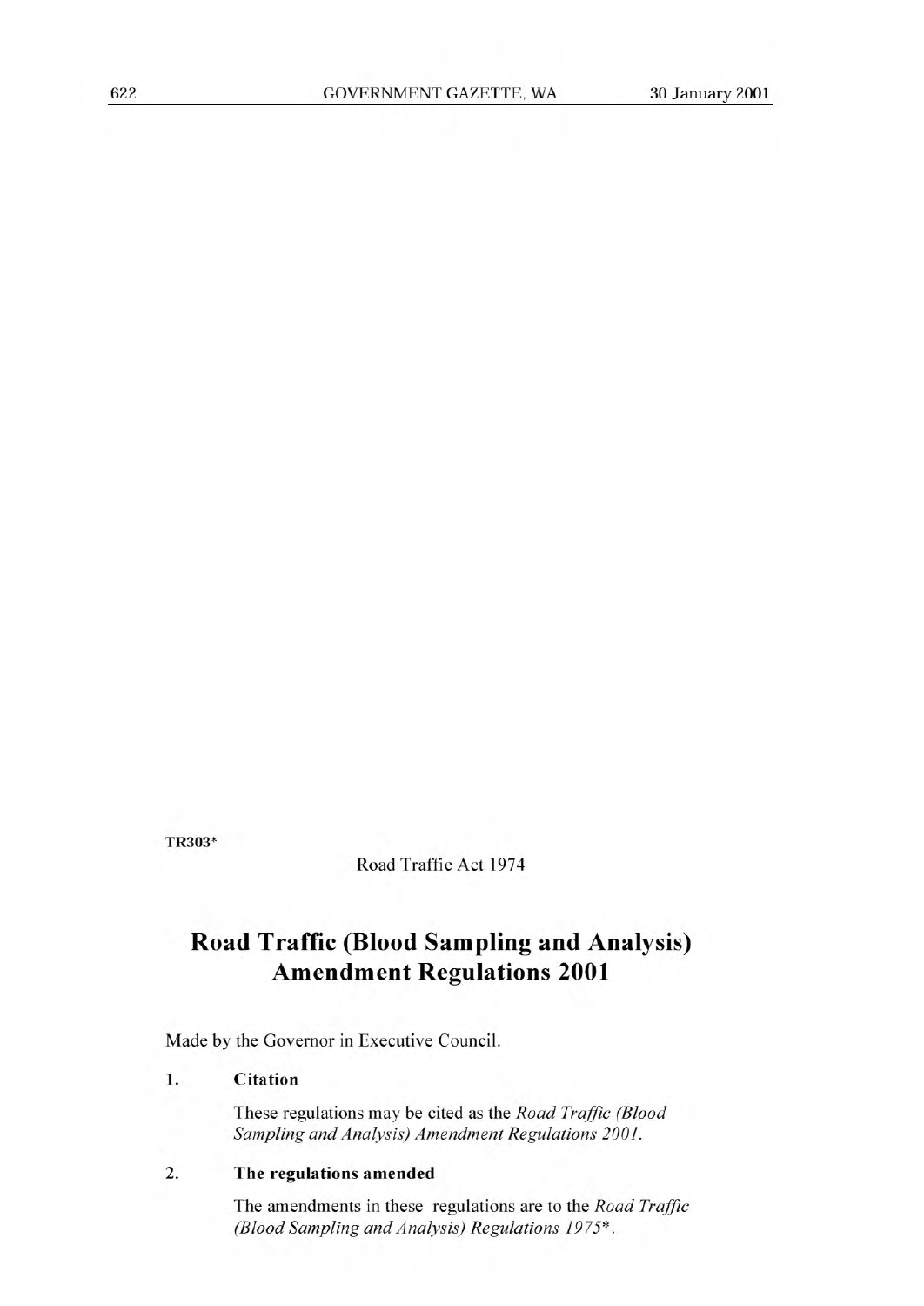TR303*

Road Traffic Act 1974

# Road Traffic (Blood Sampling and Analysis) Amendment Regulations 2001

Made by the Governor in Executive Council.

**1. Citation**

These regulations may be cited as the *Road Traffic (Blood Sampling and Analysis) Amendment Regulations 2001*.

**2. The regulations amended**

The amendments in these regulations are to the *Road Traffic (Blood Sampling and Analysis) Regulations 1975**.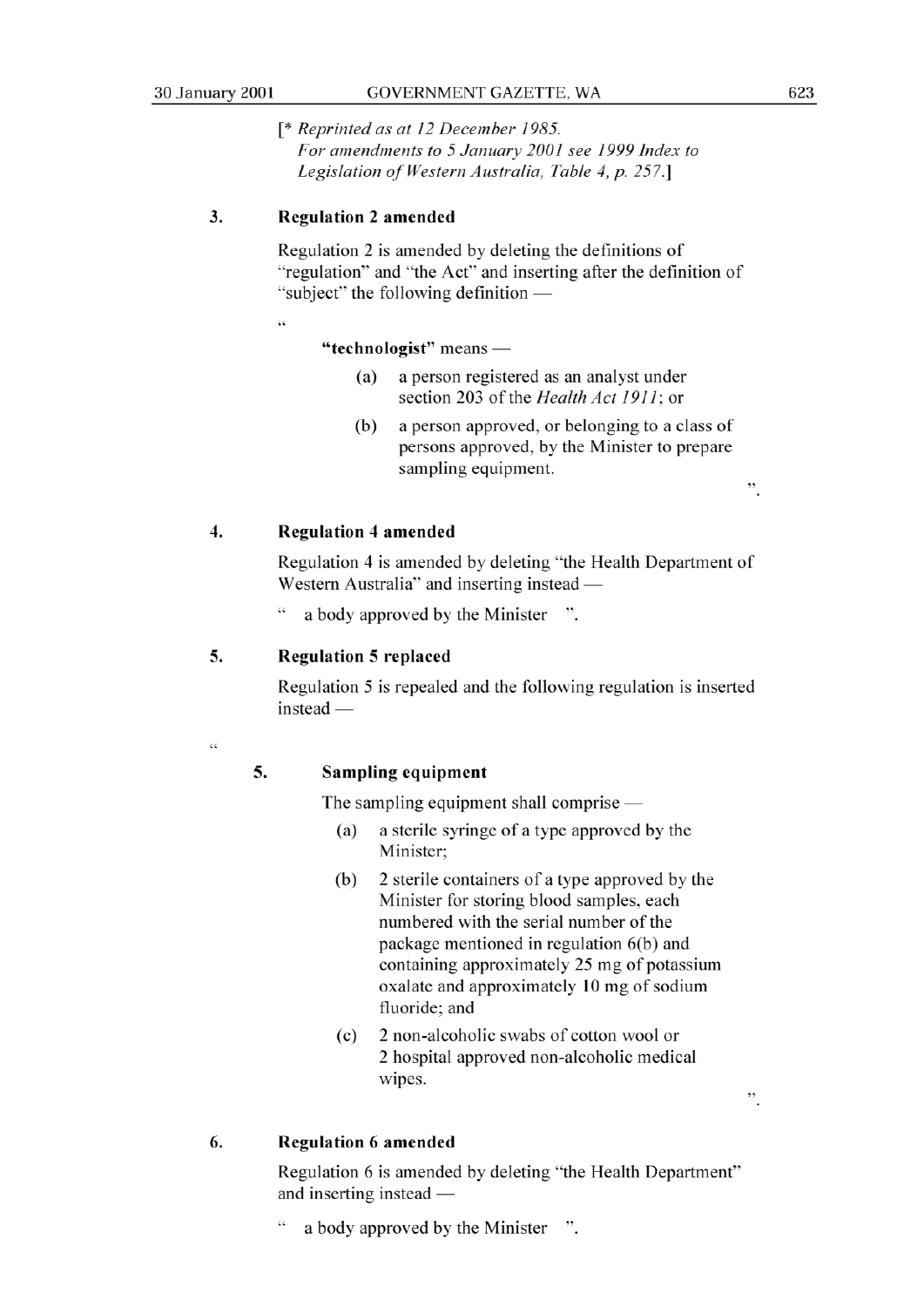[* *Reprinted as at 12 December 1985.*
*For amendments to 5 January 2001 see 1999 Index to Legislation of Western Australia, Table 4, p. 257.*]

### 3. Regulation 2 amended

Regulation 2 is amended by deleting the definitions of "regulation" and "the Act" and inserting after the definition of "subject" the following definition —

"

**"technologist"** means —

(a) a person registered as an analyst under section 203 of the *Health Act 1911*; or

(b) a person approved, or belonging to a class of persons approved, by the Minister to prepare sampling equipment.

".

### 4. Regulation 4 amended

Regulation 4 is amended by deleting "the Health Department of Western Australia" and inserting instead —

" a body approved by the Minister ".

### 5. Regulation 5 replaced

Regulation 5 is repealed and the following regulation is inserted instead —

"

#### 5. Sampling equipment

The sampling equipment shall comprise —

(a) a sterile syringe of a type approved by the Minister;

(b) 2 sterile containers of a type approved by the Minister for storing blood samples, each numbered with the serial number of the package mentioned in regulation 6(b) and containing approximately 25 mg of potassium oxalate and approximately 10 mg of sodium fluoride; and

(c) 2 non-alcoholic swabs of cotton wool or 2 hospital approved non-alcoholic medical wipes.

".

### 6. Regulation 6 amended

Regulation 6 is amended by deleting "the Health Department" and inserting instead —

" a body approved by the Minister ".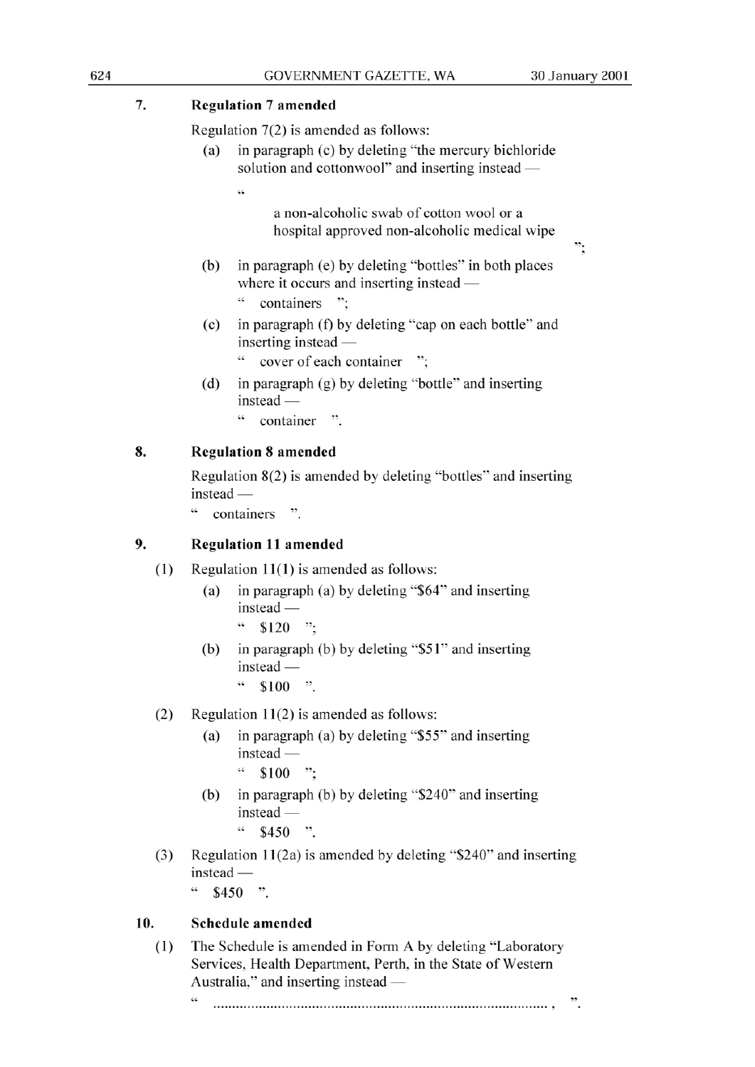### 7. Regulation 7 amended

Regulation 7(2) is amended as follows:

(a) in paragraph (c) by deleting "the mercury bichloride solution and cottonwool" and inserting instead —

"

a non-alcoholic swab of cotton wool or a hospital approved non-alcoholic medical wipe

";

(b) in paragraph (e) by deleting "bottles" in both places where it occurs and inserting instead —

" containers ";

(c) in paragraph (f) by deleting "cap on each bottle" and inserting instead —

" cover of each container ";

(d) in paragraph (g) by deleting "bottle" and inserting instead —

" container ".

### 8. Regulation 8 amended

Regulation 8(2) is amended by deleting "bottles" and inserting instead —

" containers ".

### 9. Regulation 11 amended

(1) Regulation 11(1) is amended as follows:

(a) in paragraph (a) by deleting "$64" and inserting instead —

" $120 ";

(b) in paragraph (b) by deleting "$51" and inserting instead —

" $100 ".

(2) Regulation 11(2) is amended as follows:

(a) in paragraph (a) by deleting "$55" and inserting instead —

" $100 ";

(b) in paragraph (b) by deleting "$240" and inserting instead —

" $450 ".

(3) Regulation 11(2a) is amended by deleting "$240" and inserting instead —

" $450 ".

### 10. Schedule amended

(1) The Schedule is amended in Form A by deleting "Laboratory Services, Health Department, Perth, in the State of Western Australia," and inserting instead —

" .................................................................................... , ".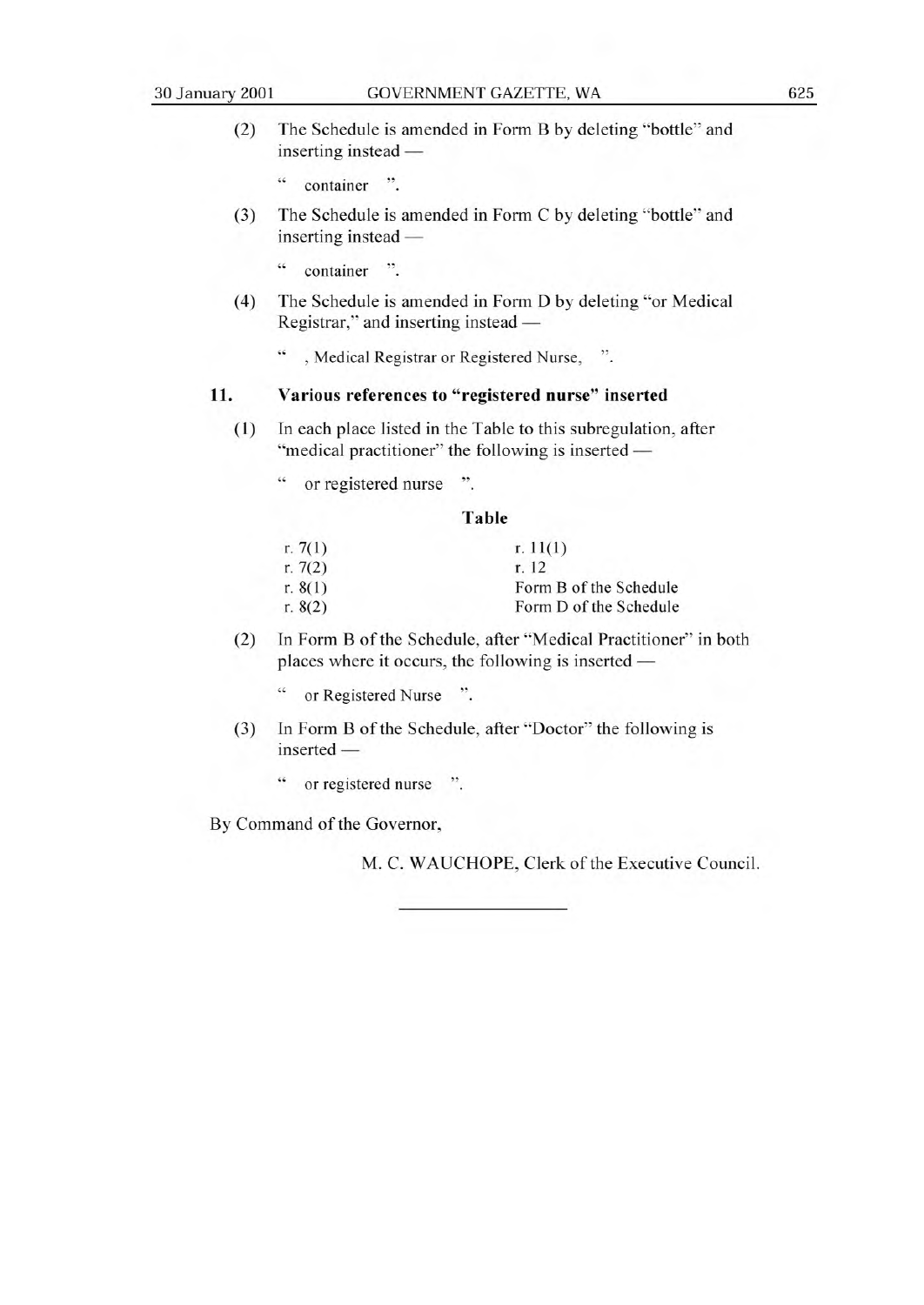(2) The Schedule is amended in Form B by deleting "bottle" and inserting instead —

" container ".

(3) The Schedule is amended in Form C by deleting "bottle" and inserting instead —

" container ".

(4) The Schedule is amended in Form D by deleting "or Medical Registrar," and inserting instead —

" , Medical Registrar or Registered Nurse, ".

### 11. Various references to "registered nurse" inserted

(1) In each place listed in the Table to this subregulation, after "medical practitioner" the following is inserted —

" or registered nurse ".

**Table**

| | |
|---|---|
| r. 7(1) | r. 11(1) |
| r. 7(2) | r. 12 |
| r. 8(1) | Form B of the Schedule |
| r. 8(2) | Form D of the Schedule |

(2) In Form B of the Schedule, after "Medical Practitioner" in both places where it occurs, the following is inserted —

" or Registered Nurse ".

(3) In Form B of the Schedule, after "Doctor" the following is inserted —

" or registered nurse ".

By Command of the Governor,

M. C. WAUCHOPE, Clerk of the Executive Council.